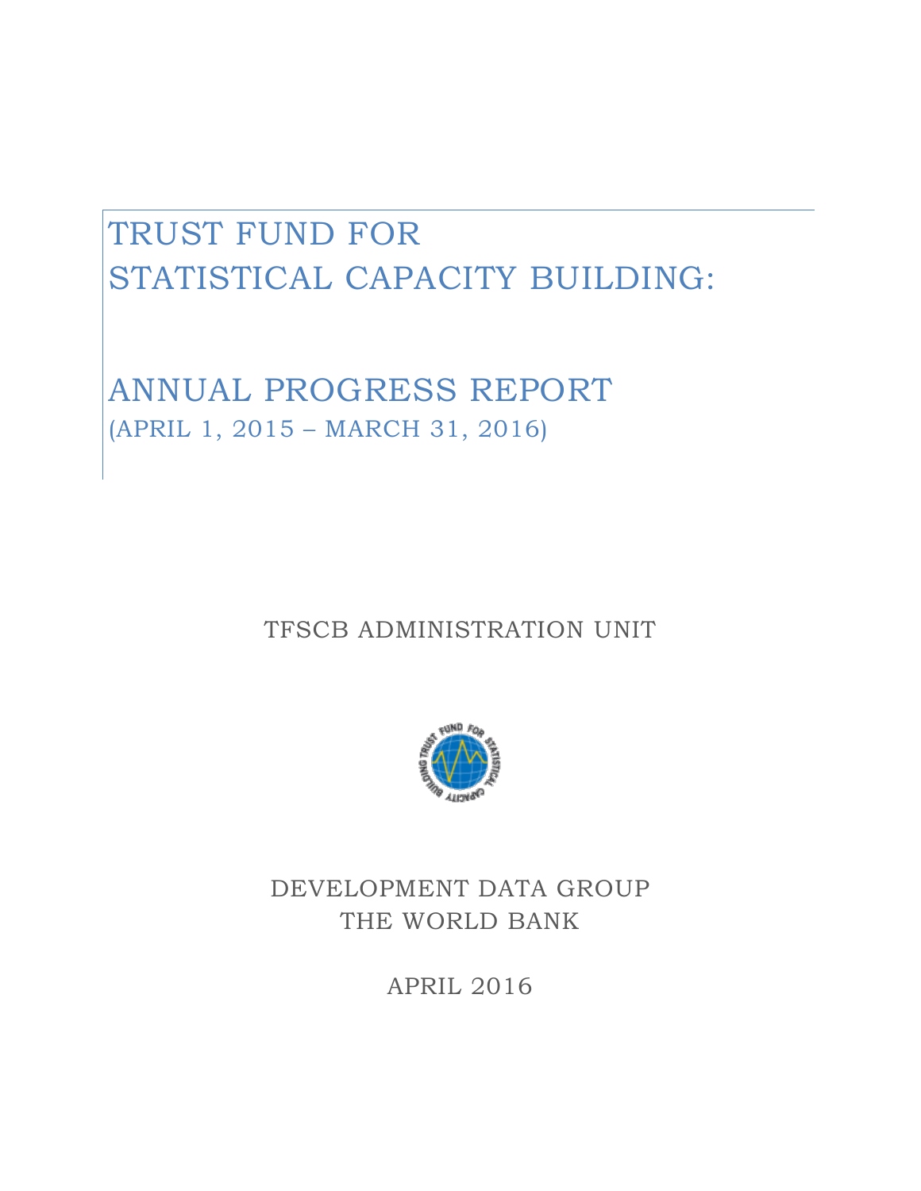# TRUST FUND FOR STATISTICAL CAPACITY BUILDING:

# ANNUAL PROGRESS REPORT

(APRIL 1, 2015 – MARCH 31, 2016)

TFSCB ADMINISTRATION UNIT

DEVELOPMENT DATA GROUP
THE WORLD BANK

APRIL 2016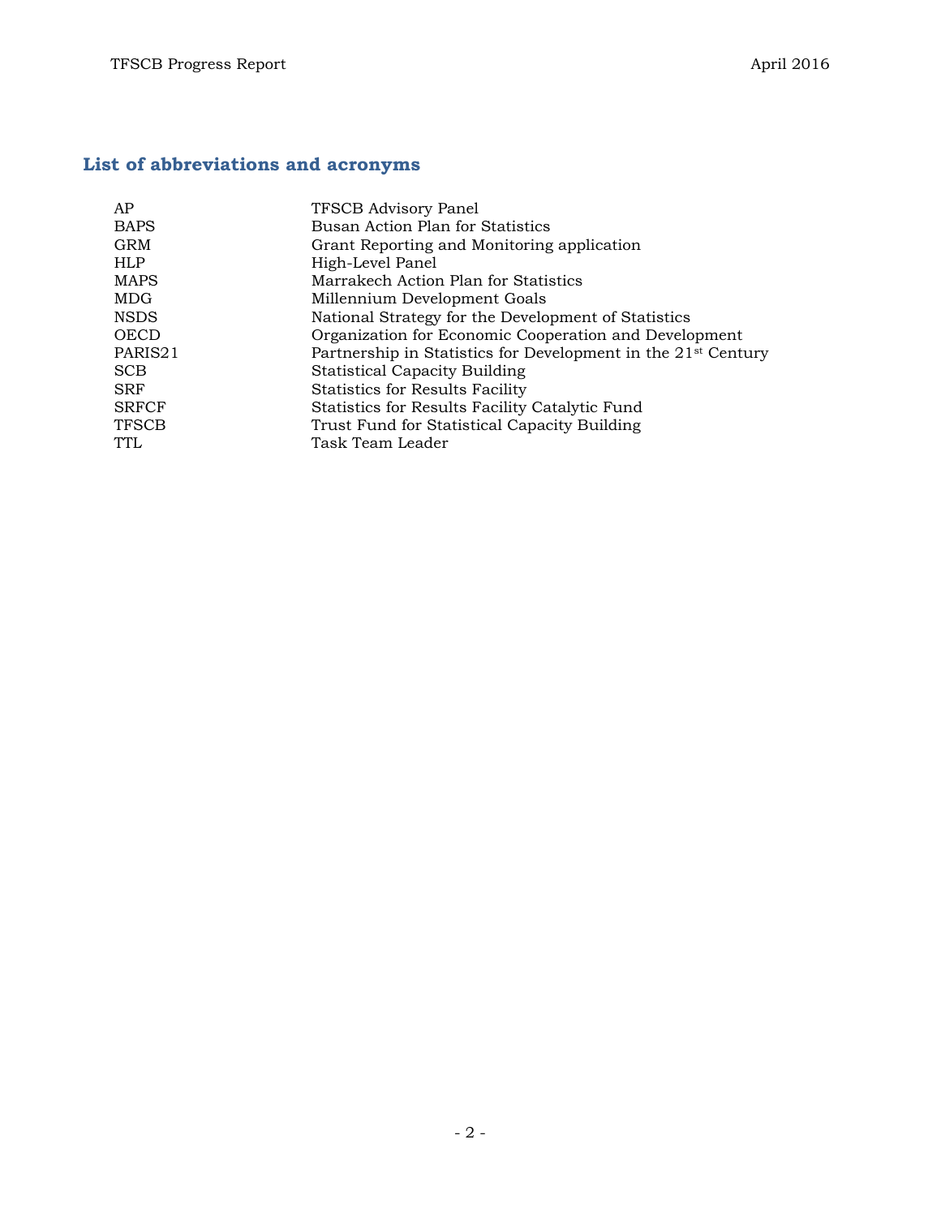## List of abbreviations and acronyms

| | |
|---|---|
| AP | TFSCB Advisory Panel |
| BAPS | Busan Action Plan for Statistics |
| GRM | Grant Reporting and Monitoring application |
| HLP | High-Level Panel |
| MAPS | Marrakech Action Plan for Statistics |
| MDG | Millennium Development Goals |
| NSDS | National Strategy for the Development of Statistics |
| OECD | Organization for Economic Cooperation and Development |
| PARIS21 | Partnership in Statistics for Development in the 21st Century |
| SCB | Statistical Capacity Building |
| SRF | Statistics for Results Facility |
| SRFCF | Statistics for Results Facility Catalytic Fund |
| TFSCB | Trust Fund for Statistical Capacity Building |
| TTL | Task Team Leader |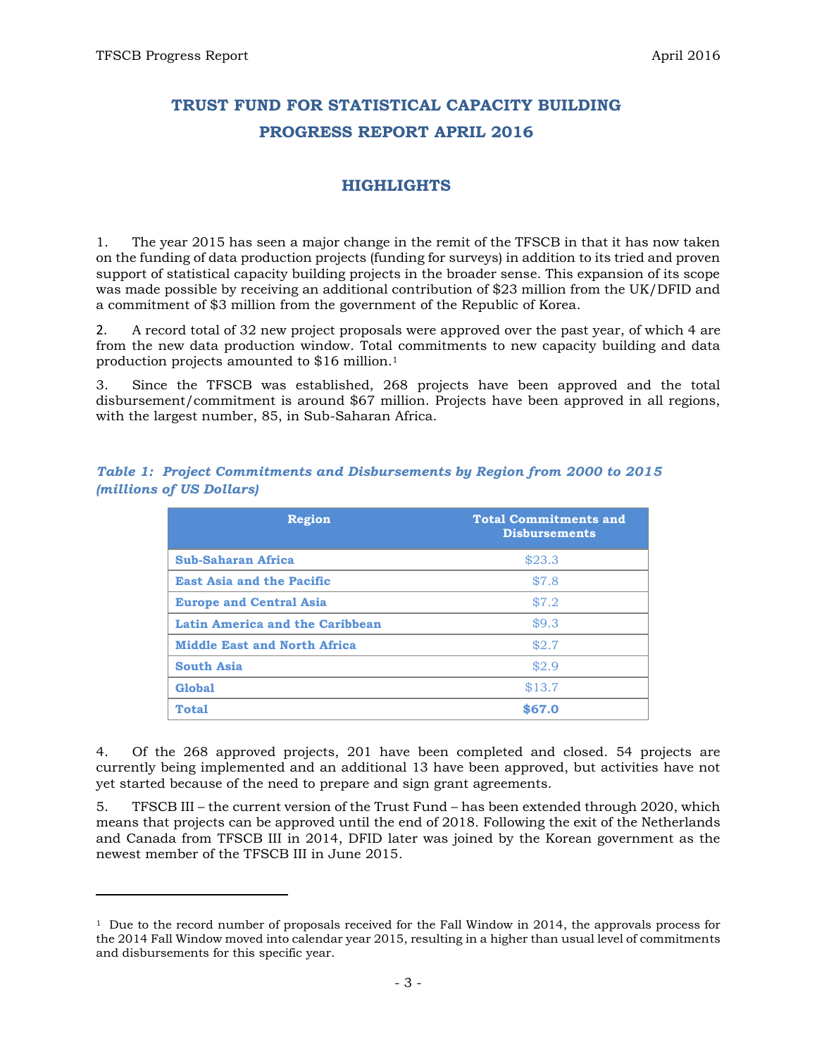# TRUST FUND FOR STATISTICAL CAPACITY BUILDING PROGRESS REPORT APRIL 2016

## HIGHLIGHTS

1. The year 2015 has seen a major change in the remit of the TFSCB in that it has now taken on the funding of data production projects (funding for surveys) in addition to its tried and proven support of statistical capacity building projects in the broader sense. This expansion of its scope was made possible by receiving an additional contribution of $23 million from the UK/DFID and a commitment of $3 million from the government of the Republic of Korea.

2. A record total of 32 new project proposals were approved over the past year, of which 4 are from the new data production window. Total commitments to new capacity building and data production projects amounted to $16 million.[1]

3. Since the TFSCB was established, 268 projects have been approved and the total disbursement/commitment is around $67 million. Projects have been approved in all regions, with the largest number, 85, in Sub-Saharan Africa.

***Table 1: Project Commitments and Disbursements by Region from 2000 to 2015 (millions of US Dollars)***

| Region | Total Commitments and Disbursements |
|---|---|
| Sub-Saharan Africa | $23.3 |
| East Asia and the Pacific | $7.8 |
| Europe and Central Asia | $7.2 |
| Latin America and the Caribbean | $9.3 |
| Middle East and North Africa | $2.7 |
| South Asia | $2.9 |
| Global | $13.7 |
| **Total** | **$67.0** |

4. Of the 268 approved projects, 201 have been completed and closed. 54 projects are currently being implemented and an additional 13 have been approved, but activities have not yet started because of the need to prepare and sign grant agreements.

5. TFSCB III – the current version of the Trust Fund – has been extended through 2020, which means that projects can be approved until the end of 2018. Following the exit of the Netherlands and Canada from TFSCB III in 2014, DFID later was joined by the Korean government as the newest member of the TFSCB III in June 2015.

---

[1] Due to the record number of proposals received for the Fall Window in 2014, the approvals process for the 2014 Fall Window moved into calendar year 2015, resulting in a higher than usual level of commitments and disbursements for this specific year.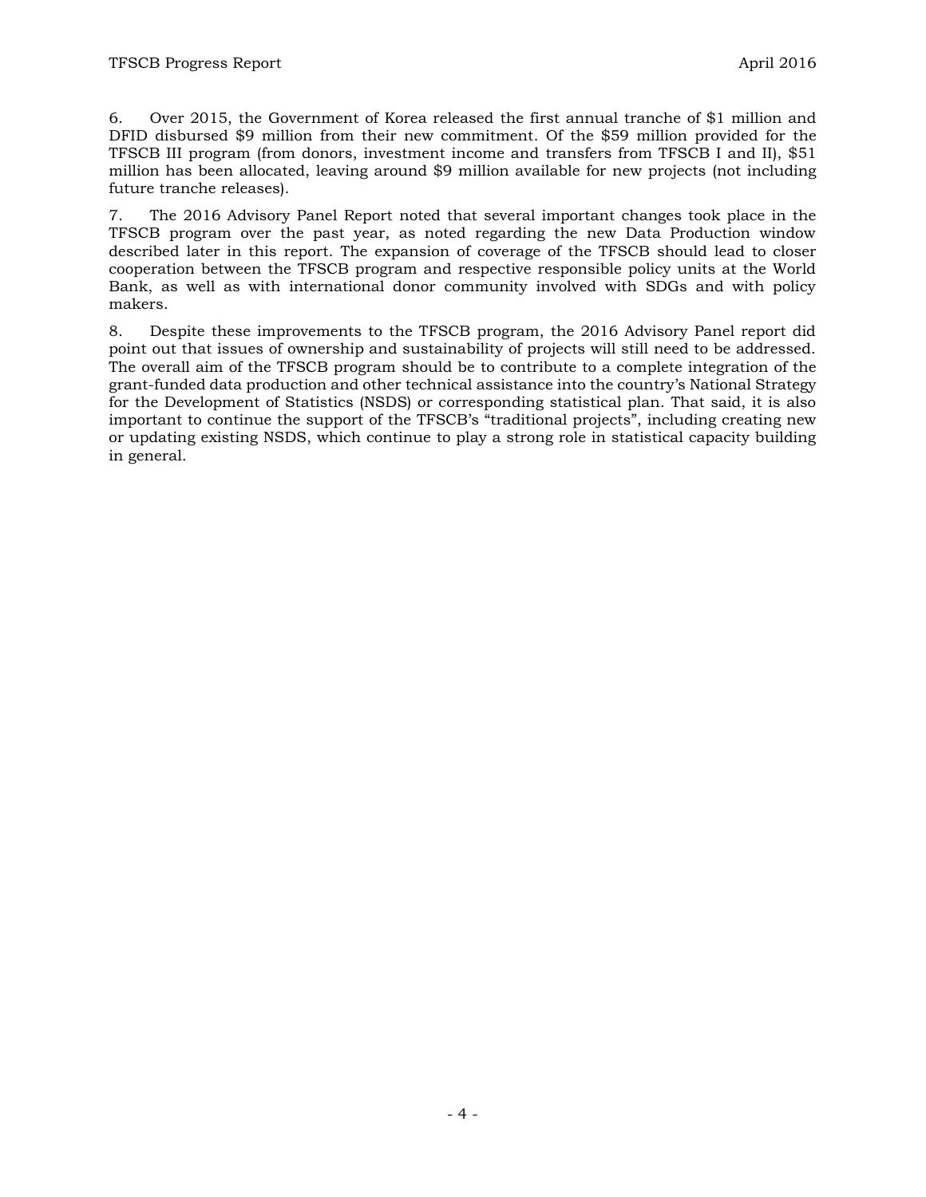6. Over 2015, the Government of Korea released the first annual tranche of $1 million and DFID disbursed $9 million from their new commitment. Of the $59 million provided for the TFSCB III program (from donors, investment income and transfers from TFSCB I and II), $51 million has been allocated, leaving around $9 million available for new projects (not including future tranche releases).

7. The 2016 Advisory Panel Report noted that several important changes took place in the TFSCB program over the past year, as noted regarding the new Data Production window described later in this report. The expansion of coverage of the TFSCB should lead to closer cooperation between the TFSCB program and respective responsible policy units at the World Bank, as well as with international donor community involved with SDGs and with policy makers.

8. Despite these improvements to the TFSCB program, the 2016 Advisory Panel report did point out that issues of ownership and sustainability of projects will still need to be addressed. The overall aim of the TFSCB program should be to contribute to a complete integration of the grant-funded data production and other technical assistance into the country's National Strategy for the Development of Statistics (NSDS) or corresponding statistical plan. That said, it is also important to continue the support of the TFSCB's "traditional projects", including creating new or updating existing NSDS, which continue to play a strong role in statistical capacity building in general.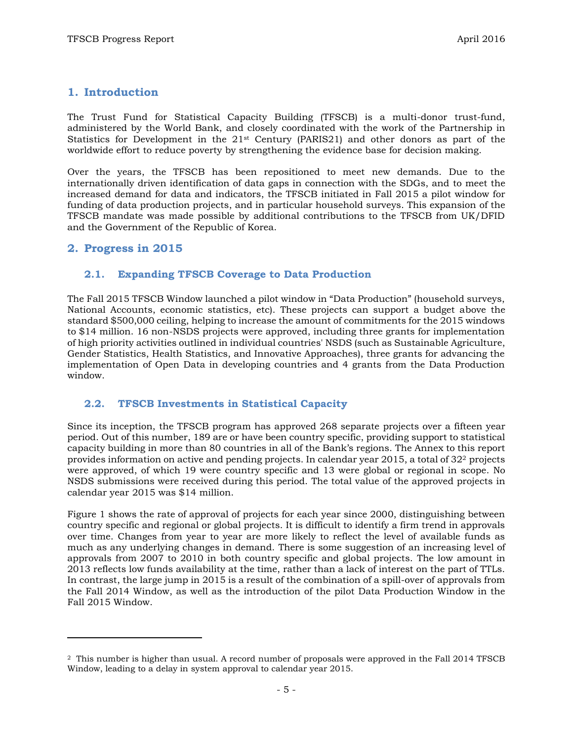## 1. Introduction

The Trust Fund for Statistical Capacity Building (TFSCB) is a multi-donor trust-fund, administered by the World Bank, and closely coordinated with the work of the Partnership in Statistics for Development in the 21st Century (PARIS21) and other donors as part of the worldwide effort to reduce poverty by strengthening the evidence base for decision making.

Over the years, the TFSCB has been repositioned to meet new demands. Due to the internationally driven identification of data gaps in connection with the SDGs, and to meet the increased demand for data and indicators, the TFSCB initiated in Fall 2015 a pilot window for funding of data production projects, and in particular household surveys. This expansion of the TFSCB mandate was made possible by additional contributions to the TFSCB from UK/DFID and the Government of the Republic of Korea.

## 2. Progress in 2015

### 2.1. Expanding TFSCB Coverage to Data Production

The Fall 2015 TFSCB Window launched a pilot window in "Data Production" (household surveys, National Accounts, economic statistics, etc). These projects can support a budget above the standard $500,000 ceiling, helping to increase the amount of commitments for the 2015 windows to $14 million. 16 non-NSDS projects were approved, including three grants for implementation of high priority activities outlined in individual countries' NSDS (such as Sustainable Agriculture, Gender Statistics, Health Statistics, and Innovative Approaches), three grants for advancing the implementation of Open Data in developing countries and 4 grants from the Data Production window.

### 2.2. TFSCB Investments in Statistical Capacity

Since its inception, the TFSCB program has approved 268 separate projects over a fifteen year period. Out of this number, 189 are or have been country specific, providing support to statistical capacity building in more than 80 countries in all of the Bank's regions. The Annex to this report provides information on active and pending projects. In calendar year 2015, a total of 32[2] projects were approved, of which 19 were country specific and 13 were global or regional in scope. No NSDS submissions were received during this period. The total value of the approved projects in calendar year 2015 was $14 million.

Figure 1 shows the rate of approval of projects for each year since 2000, distinguishing between country specific and regional or global projects. It is difficult to identify a firm trend in approvals over time. Changes from year to year are more likely to reflect the level of available funds as much as any underlying changes in demand. There is some suggestion of an increasing level of approvals from 2007 to 2010 in both country specific and global projects. The low amount in 2013 reflects low funds availability at the time, rather than a lack of interest on the part of TTLs. In contrast, the large jump in 2015 is a result of the combination of a spill-over of approvals from the Fall 2014 Window, as well as the introduction of the pilot Data Production Window in the Fall 2015 Window.

---

[2] This number is higher than usual. A record number of proposals were approved in the Fall 2014 TFSCB Window, leading to a delay in system approval to calendar year 2015.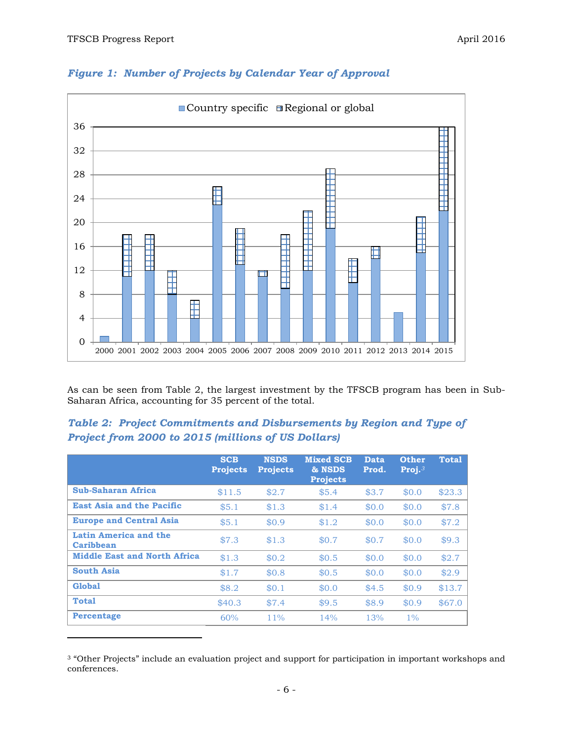*Figure 1: Number of Projects by Calendar Year of Approval*

As can be seen from Table 2, the largest investment by the TFSCB program has been in Sub-Saharan Africa, accounting for 35 percent of the total.

*Table 2: Project Commitments and Disbursements by Region and Type of Project from 2000 to 2015 (millions of US Dollars)*

| | SCB Projects | NSDS Projects | Mixed SCB & NSDS Projects | Data Prod. | Other Proj.[3] | Total |
|---|---|---|---|---|---|---|
| **Sub-Saharan Africa** | $11.5 | $2.7 | $5.4 | $3.7 | $0.0 | $23.3 |
| **East Asia and the Pacific** | $5.1 | $1.3 | $1.4 | $0.0 | $0.0 | $7.8 |
| **Europe and Central Asia** | $5.1 | $0.9 | $1.2 | $0.0 | $0.0 | $7.2 |
| **Latin America and the Caribbean** | $7.3 | $1.3 | $0.7 | $0.7 | $0.0 | $9.3 |
| **Middle East and North Africa** | $1.3 | $0.2 | $0.5 | $0.0 | $0.0 | $2.7 |
| **South Asia** | $1.7 | $0.8 | $0.5 | $0.0 | $0.0 | $2.9 |
| **Global** | $8.2 | $0.1 | $0.0 | $4.5 | $0.9 | $13.7 |
| **Total** | $40.3 | $7.4 | $9.5 | $8.9 | $0.9 | $67.0 |
| **Percentage** | 60% | 11% | 14% | 13% | 1% | |

[3] "Other Projects" include an evaluation project and support for participation in important workshops and conferences.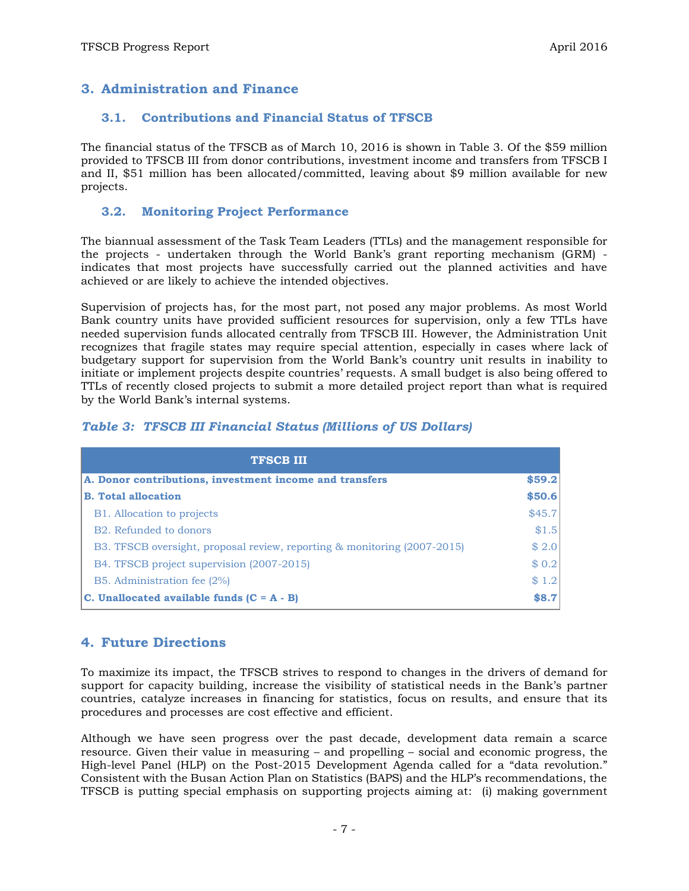## 3. Administration and Finance

### 3.1. Contributions and Financial Status of TFSCB

The financial status of the TFSCB as of March 10, 2016 is shown in Table 3. Of the $59 million provided to TFSCB III from donor contributions, investment income and transfers from TFSCB I and II, $51 million has been allocated/committed, leaving about $9 million available for new projects.

### 3.2. Monitoring Project Performance

The biannual assessment of the Task Team Leaders (TTLs) and the management responsible for the projects - undertaken through the World Bank's grant reporting mechanism (GRM) - indicates that most projects have successfully carried out the planned activities and have achieved or are likely to achieve the intended objectives.

Supervision of projects has, for the most part, not posed any major problems. As most World Bank country units have provided sufficient resources for supervision, only a few TTLs have needed supervision funds allocated centrally from TFSCB III. However, the Administration Unit recognizes that fragile states may require special attention, especially in cases where lack of budgetary support for supervision from the World Bank's country unit results in inability to initiate or implement projects despite countries' requests. A small budget is also being offered to TTLs of recently closed projects to submit a more detailed project report than what is required by the World Bank's internal systems.

***Table 3: TFSCB III Financial Status (Millions of US Dollars)***

| TFSCB III | |
|---|---|
| **A. Donor contributions, investment income and transfers** | **$59.2** |
| **B. Total allocation** | **$50.6** |
| B1. Allocation to projects | $45.7 |
| B2. Refunded to donors | $1.5 |
| B3. TFSCB oversight, proposal review, reporting & monitoring (2007-2015) | $ 2.0 |
| B4. TFSCB project supervision (2007-2015) | $ 0.2 |
| B5. Administration fee (2%) | $ 1.2 |
| **C. Unallocated available funds (C = A - B)** | **$8.7** |

## 4. Future Directions

To maximize its impact, the TFSCB strives to respond to changes in the drivers of demand for support for capacity building, increase the visibility of statistical needs in the Bank's partner countries, catalyze increases in financing for statistics, focus on results, and ensure that its procedures and processes are cost effective and efficient.

Although we have seen progress over the past decade, development data remain a scarce resource. Given their value in measuring – and propelling – social and economic progress, the High-level Panel (HLP) on the Post-2015 Development Agenda called for a "data revolution." Consistent with the Busan Action Plan on Statistics (BAPS) and the HLP's recommendations, the TFSCB is putting special emphasis on supporting projects aiming at: (i) making government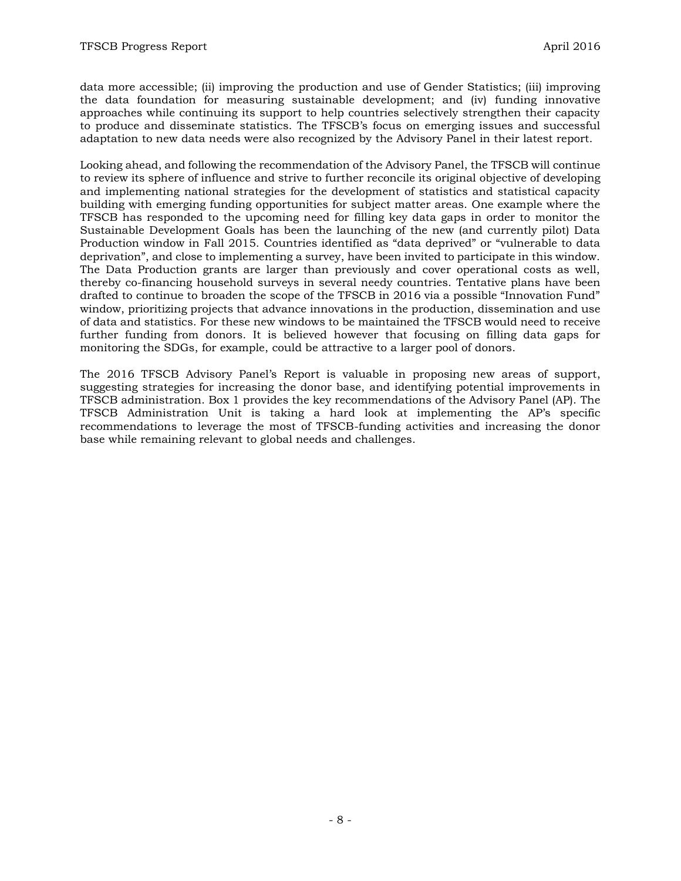data more accessible; (ii) improving the production and use of Gender Statistics; (iii) improving the data foundation for measuring sustainable development; and (iv) funding innovative approaches while continuing its support to help countries selectively strengthen their capacity to produce and disseminate statistics. The TFSCB's focus on emerging issues and successful adaptation to new data needs were also recognized by the Advisory Panel in their latest report.

Looking ahead, and following the recommendation of the Advisory Panel, the TFSCB will continue to review its sphere of influence and strive to further reconcile its original objective of developing and implementing national strategies for the development of statistics and statistical capacity building with emerging funding opportunities for subject matter areas. One example where the TFSCB has responded to the upcoming need for filling key data gaps in order to monitor the Sustainable Development Goals has been the launching of the new (and currently pilot) Data Production window in Fall 2015. Countries identified as "data deprived" or "vulnerable to data deprivation", and close to implementing a survey, have been invited to participate in this window. The Data Production grants are larger than previously and cover operational costs as well, thereby co-financing household surveys in several needy countries. Tentative plans have been drafted to continue to broaden the scope of the TFSCB in 2016 via a possible "Innovation Fund" window, prioritizing projects that advance innovations in the production, dissemination and use of data and statistics. For these new windows to be maintained the TFSCB would need to receive further funding from donors. It is believed however that focusing on filling data gaps for monitoring the SDGs, for example, could be attractive to a larger pool of donors.

The 2016 TFSCB Advisory Panel's Report is valuable in proposing new areas of support, suggesting strategies for increasing the donor base, and identifying potential improvements in TFSCB administration. Box 1 provides the key recommendations of the Advisory Panel (AP). The TFSCB Administration Unit is taking a hard look at implementing the AP's specific recommendations to leverage the most of TFSCB-funding activities and increasing the donor base while remaining relevant to global needs and challenges.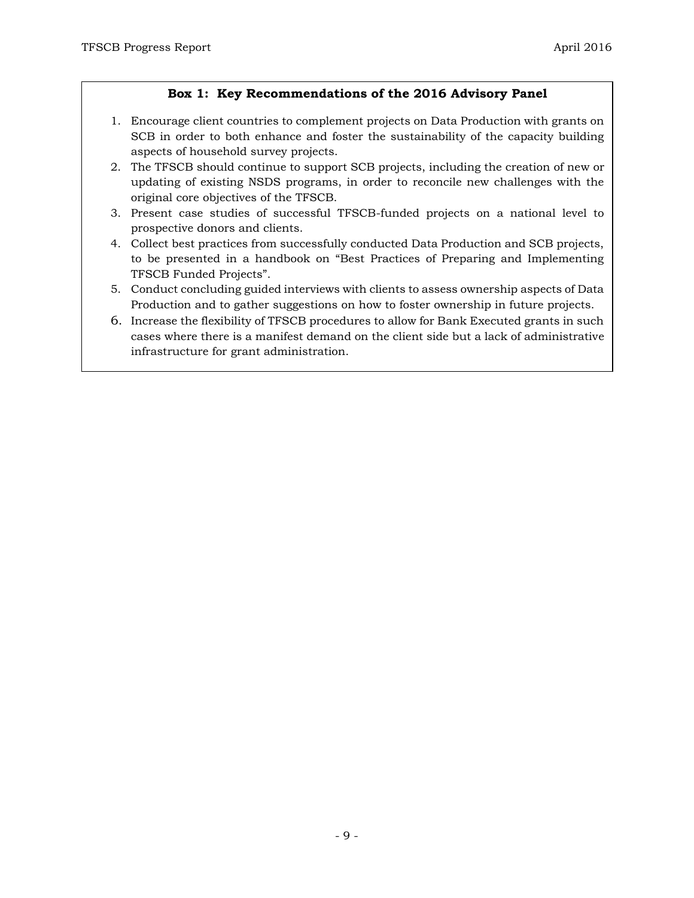**Box 1: Key Recommendations of the 2016 Advisory Panel**

1. Encourage client countries to complement projects on Data Production with grants on SCB in order to both enhance and foster the sustainability of the capacity building aspects of household survey projects.
2. The TFSCB should continue to support SCB projects, including the creation of new or updating of existing NSDS programs, in order to reconcile new challenges with the original core objectives of the TFSCB.
3. Present case studies of successful TFSCB-funded projects on a national level to prospective donors and clients.
4. Collect best practices from successfully conducted Data Production and SCB projects, to be presented in a handbook on "Best Practices of Preparing and Implementing TFSCB Funded Projects".
5. Conduct concluding guided interviews with clients to assess ownership aspects of Data Production and to gather suggestions on how to foster ownership in future projects.
6. Increase the flexibility of TFSCB procedures to allow for Bank Executed grants in such cases where there is a manifest demand on the client side but a lack of administrative infrastructure for grant administration.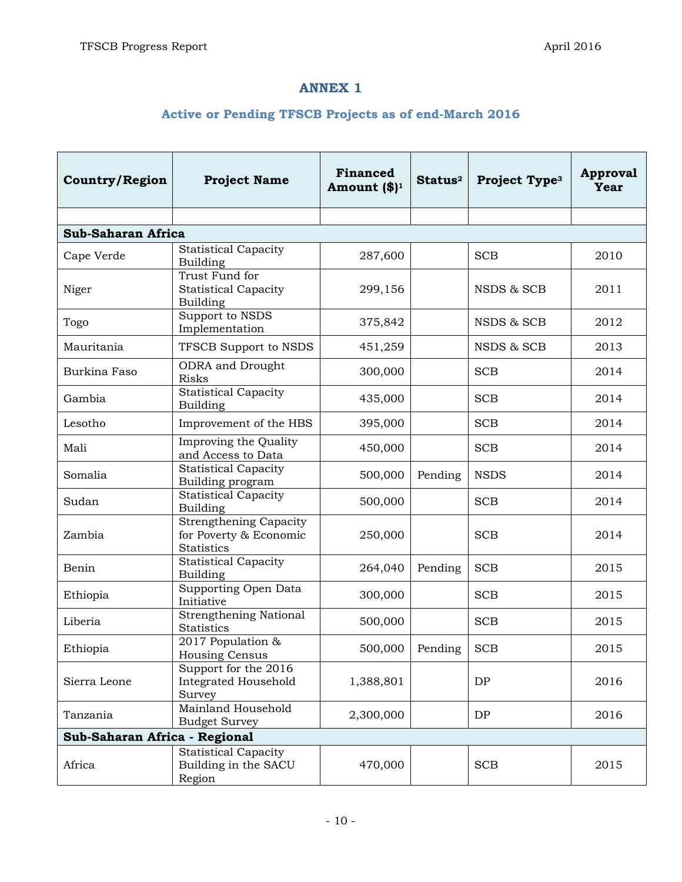# ANNEX 1

## Active or Pending TFSCB Projects as of end-March 2016

| Country/Region | Project Name | Financed Amount ($)[1] | Status[2] | Project Type[3] | Approval Year |
|---|---|---|---|---|---|
| | | | | | |
| **Sub-Saharan Africa** | | | | | |
| Cape Verde | Statistical Capacity Building | 287,600 | | SCB | 2010 |
| Niger | Trust Fund for Statistical Capacity Building | 299,156 | | NSDS & SCB | 2011 |
| Togo | Support to NSDS Implementation | 375,842 | | NSDS & SCB | 2012 |
| Mauritania | TFSCB Support to NSDS | 451,259 | | NSDS & SCB | 2013 |
| Burkina Faso | ODRA and Drought Risks | 300,000 | | SCB | 2014 |
| Gambia | Statistical Capacity Building | 435,000 | | SCB | 2014 |
| Lesotho | Improvement of the HBS | 395,000 | | SCB | 2014 |
| Mali | Improving the Quality and Access to Data | 450,000 | | SCB | 2014 |
| Somalia | Statistical Capacity Building program | 500,000 | Pending | NSDS | 2014 |
| Sudan | Statistical Capacity Building | 500,000 | | SCB | 2014 |
| Zambia | Strengthening Capacity for Poverty & Economic Statistics | 250,000 | | SCB | 2014 |
| Benin | Statistical Capacity Building | 264,040 | Pending | SCB | 2015 |
| Ethiopia | Supporting Open Data Initiative | 300,000 | | SCB | 2015 |
| Liberia | Strengthening National Statistics | 500,000 | | SCB | 2015 |
| Ethiopia | 2017 Population & Housing Census | 500,000 | Pending | SCB | 2015 |
| Sierra Leone | Support for the 2016 Integrated Household Survey | 1,388,801 | | DP | 2016 |
| Tanzania | Mainland Household Budget Survey | 2,300,000 | | DP | 2016 |
| **Sub-Saharan Africa - Regional** | | | | | |
| Africa | Statistical Capacity Building in the SACU Region | 470,000 | | SCB | 2015 |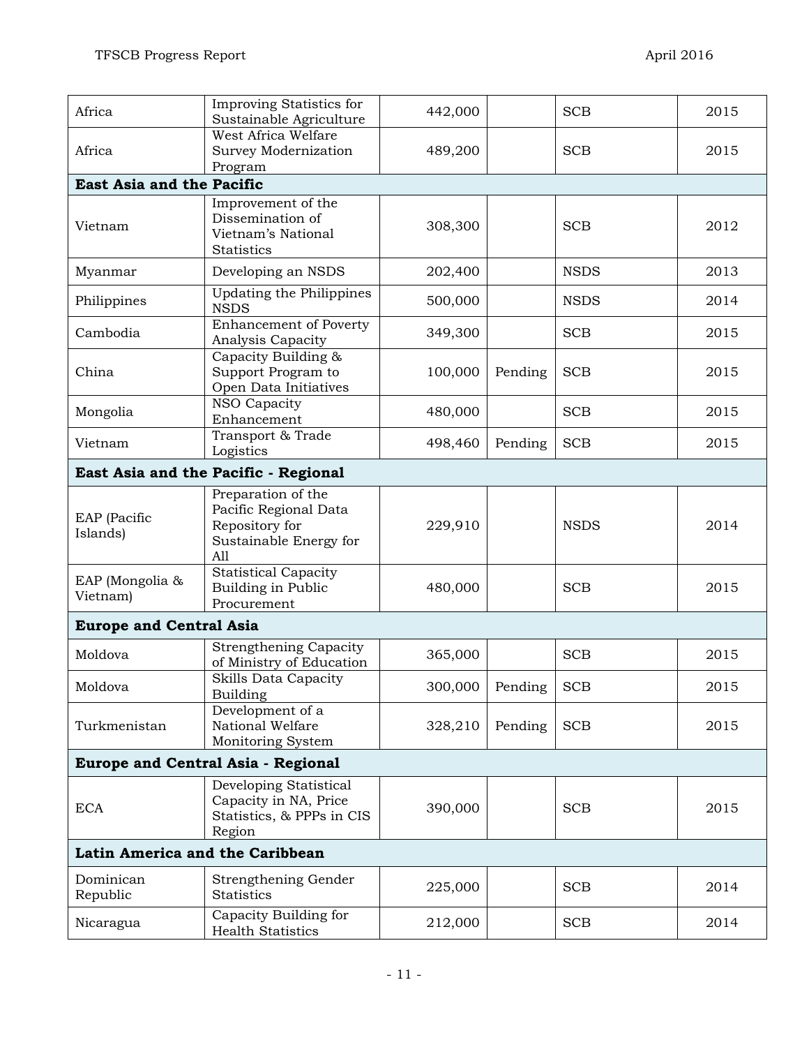| | | | | | |
|---|---|---|---|---|---|
| Africa | Improving Statistics for Sustainable Agriculture | 442,000 | | SCB | 2015 |
| Africa | West Africa Welfare Survey Modernization Program | 489,200 | | SCB | 2015 |
| **East Asia and the Pacific** | | | | | |
| Vietnam | Improvement of the Dissemination of Vietnam's National Statistics | 308,300 | | SCB | 2012 |
| Myanmar | Developing an NSDS | 202,400 | | NSDS | 2013 |
| Philippines | Updating the Philippines NSDS | 500,000 | | NSDS | 2014 |
| Cambodia | Enhancement of Poverty Analysis Capacity | 349,300 | | SCB | 2015 |
| China | Capacity Building & Support Program to Open Data Initiatives | 100,000 | Pending | SCB | 2015 |
| Mongolia | NSO Capacity Enhancement | 480,000 | | SCB | 2015 |
| Vietnam | Transport & Trade Logistics | 498,460 | Pending | SCB | 2015 |
| **East Asia and the Pacific - Regional** | | | | | |
| EAP (Pacific Islands) | Preparation of the Pacific Regional Data Repository for Sustainable Energy for All | 229,910 | | NSDS | 2014 |
| EAP (Mongolia & Vietnam) | Statistical Capacity Building in Public Procurement | 480,000 | | SCB | 2015 |
| **Europe and Central Asia** | | | | | |
| Moldova | Strengthening Capacity of Ministry of Education | 365,000 | | SCB | 2015 |
| Moldova | Skills Data Capacity Building | 300,000 | Pending | SCB | 2015 |
| Turkmenistan | Development of a National Welfare Monitoring System | 328,210 | Pending | SCB | 2015 |
| **Europe and Central Asia - Regional** | | | | | |
| ECA | Developing Statistical Capacity in NA, Price Statistics, & PPPs in CIS Region | 390,000 | | SCB | 2015 |
| **Latin America and the Caribbean** | | | | | |
| Dominican Republic | Strengthening Gender Statistics | 225,000 | | SCB | 2014 |
| Nicaragua | Capacity Building for Health Statistics | 212,000 | | SCB | 2014 |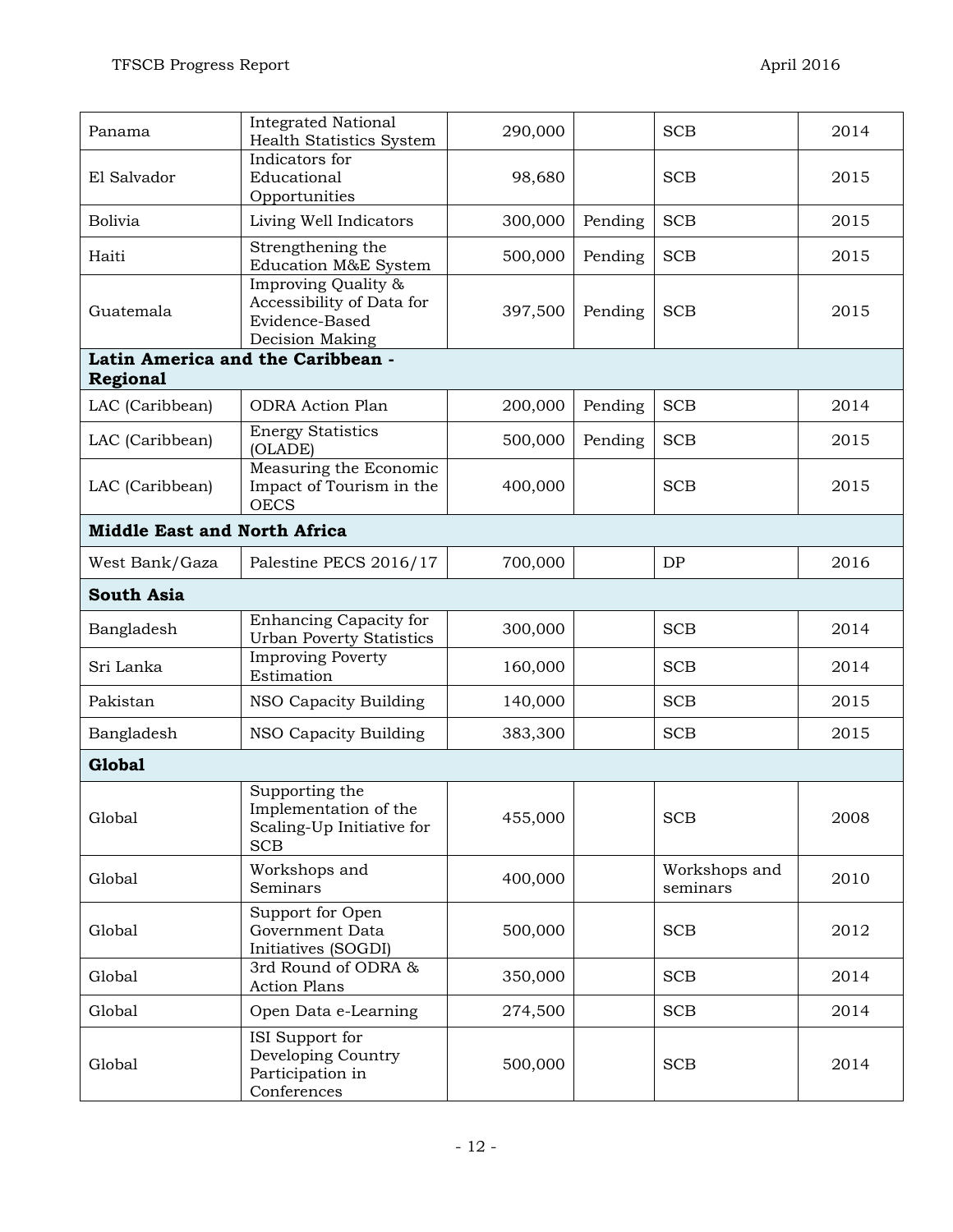| | | | | | |
|---|---|---|---|---|---|
| Panama | Integrated National Health Statistics System | 290,000 | | SCB | 2014 |
| El Salvador | Indicators for Educational Opportunities | 98,680 | | SCB | 2015 |
| Bolivia | Living Well Indicators | 300,000 | Pending | SCB | 2015 |
| Haiti | Strengthening the Education M&E System | 500,000 | Pending | SCB | 2015 |
| Guatemala | Improving Quality & Accessibility of Data for Evidence-Based Decision Making | 397,500 | Pending | SCB | 2015 |
| **Latin America and the Caribbean - Regional** | | | | | |
| LAC (Caribbean) | ODRA Action Plan | 200,000 | Pending | SCB | 2014 |
| LAC (Caribbean) | Energy Statistics (OLADE) | 500,000 | Pending | SCB | 2015 |
| LAC (Caribbean) | Measuring the Economic Impact of Tourism in the OECS | 400,000 | | SCB | 2015 |
| **Middle East and North Africa** | | | | | |
| West Bank/Gaza | Palestine PECS 2016/17 | 700,000 | | DP | 2016 |
| **South Asia** | | | | | |
| Bangladesh | Enhancing Capacity for Urban Poverty Statistics | 300,000 | | SCB | 2014 |
| Sri Lanka | Improving Poverty Estimation | 160,000 | | SCB | 2014 |
| Pakistan | NSO Capacity Building | 140,000 | | SCB | 2015 |
| Bangladesh | NSO Capacity Building | 383,300 | | SCB | 2015 |
| **Global** | | | | | |
| Global | Supporting the Implementation of the Scaling-Up Initiative for SCB | 455,000 | | SCB | 2008 |
| Global | Workshops and Seminars | 400,000 | | Workshops and seminars | 2010 |
| Global | Support for Open Government Data Initiatives (SOGDI) | 500,000 | | SCB | 2012 |
| Global | 3rd Round of ODRA & Action Plans | 350,000 | | SCB | 2014 |
| Global | Open Data e-Learning | 274,500 | | SCB | 2014 |
| Global | ISI Support for Developing Country Participation in Conferences | 500,000 | | SCB | 2014 |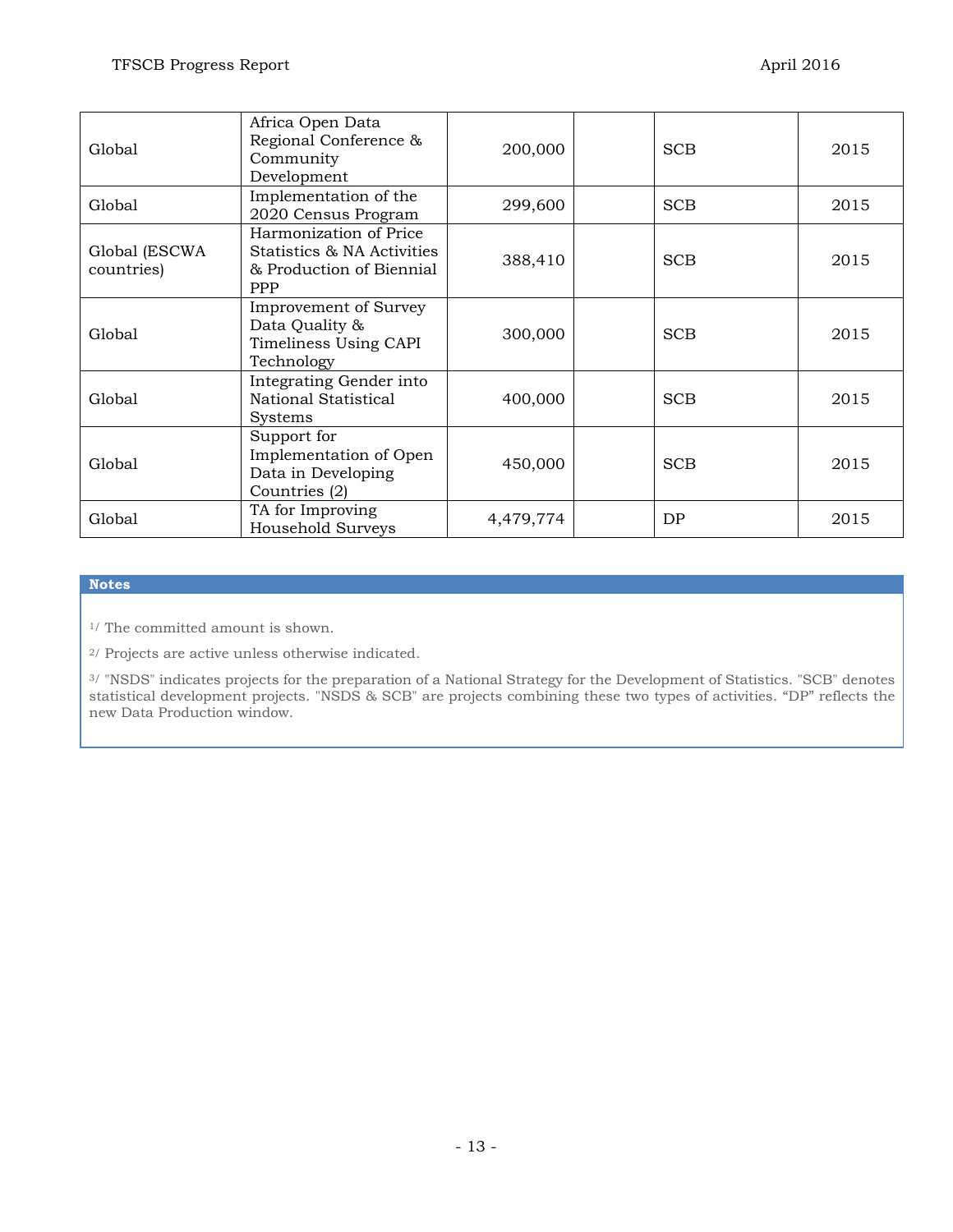| | | | | | |
|---|---|---|---|---|---|
| Global | Africa Open Data Regional Conference & Community Development | 200,000 | | SCB | 2015 |
| Global | Implementation of the 2020 Census Program | 299,600 | | SCB | 2015 |
| Global (ESCWA countries) | Harmonization of Price Statistics & NA Activities & Production of Biennial PPP | 388,410 | | SCB | 2015 |
| Global | Improvement of Survey Data Quality & Timeliness Using CAPI Technology | 300,000 | | SCB | 2015 |
| Global | Integrating Gender into National Statistical Systems | 400,000 | | SCB | 2015 |
| Global | Support for Implementation of Open Data in Developing Countries (2) | 450,000 | | SCB | 2015 |
| Global | TA for Improving Household Surveys | 4,479,774 | | DP | 2015 |

**Notes**

1/ The committed amount is shown.

2/ Projects are active unless otherwise indicated.

3/ "NSDS" indicates projects for the preparation of a National Strategy for the Development of Statistics. "SCB" denotes statistical development projects. "NSDS & SCB" are projects combining these two types of activities. "DP" reflects the new Data Production window.